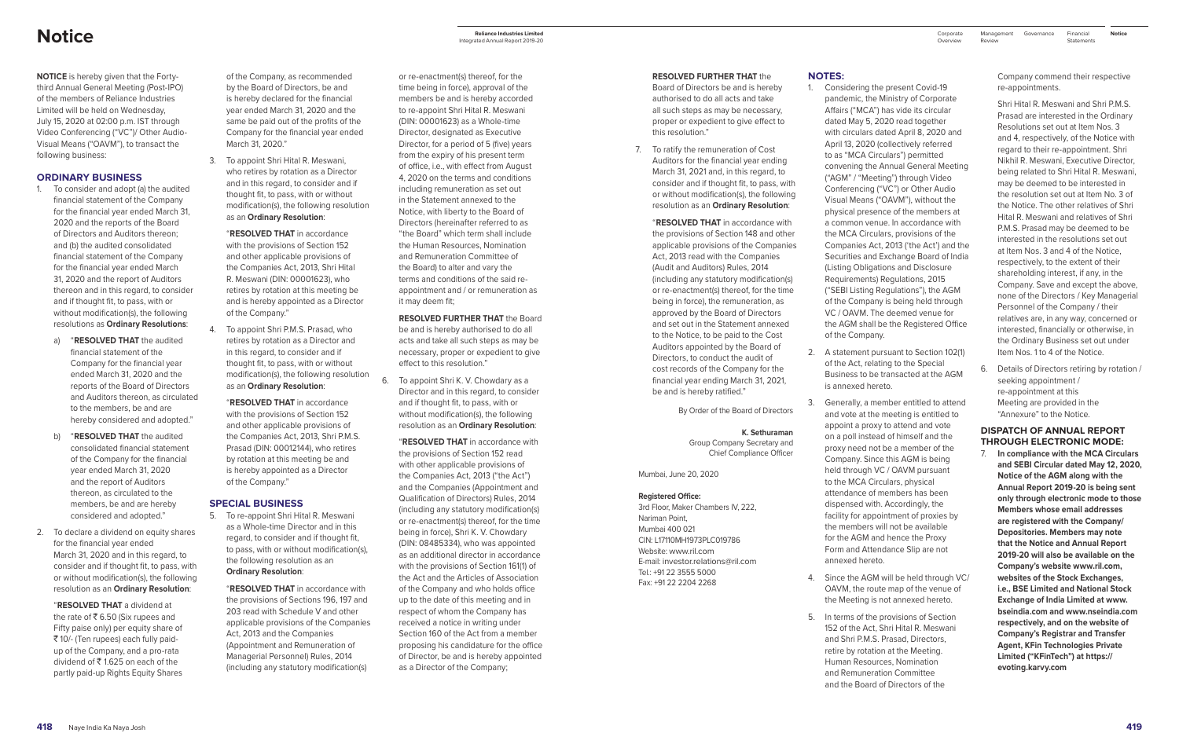# Notice

**NOTICE** is hereby given that the Forty-third Annual General Meeting (Post-IPO) of the members of Reliance Industries Limited will be held on Wednesday, July 15, 2020 at 02:00 p.m. IST through Video Conferencing ("VC")/ Other Audio-Visual Means ("OAVM"), to transact the following business:

## ORDINARY BUSINESS

1. To consider and adopt (a) the audited financial statement of the Company for the financial year ended March 31, 2020 and the reports of the Board of Directors and Auditors thereon; and (b) the audited consolidated financial statement of the Company for the financial year ended March 31, 2020 and the report of Auditors thereon and in this regard, to consider and if thought fit, to pass, with or without modification(s), the following resolutions as **Ordinary Resolutions**:

   a) "**RESOLVED THAT** the audited financial statement of the Company for the financial year ended March 31, 2020 and the reports of the Board of Directors and Auditors thereon, as circulated to the members, be and are hereby considered and adopted."

   b) "**RESOLVED THAT** the audited consolidated financial statement of the Company for the financial year ended March 31, 2020 and the report of Auditors thereon, as circulated to the members, be and are hereby considered and adopted."

2. To declare a dividend on equity shares for the financial year ended March 31, 2020 and in this regard, to consider and if thought fit, to pass, with or without modification(s), the following resolution as an **Ordinary Resolution**:

   "**RESOLVED THAT** a dividend at the rate of ₹ 6.50 (Six rupees and Fifty paise only) per equity share of ₹ 10/- (Ten rupees) each fully paid-up of the Company, and a pro-rata dividend of ₹ 1.625 on each of the partly paid-up Rights Equity Shares of the Company, as recommended by the Board of Directors, be and is hereby declared for the financial year ended March 31, 2020 and the same be paid out of the profits of the Company for the financial year ended March 31, 2020."

3. To appoint Shri Hital R. Meswani, who retires by rotation as a Director and in this regard, to consider and if thought fit, to pass, with or without modification(s), the following resolution as an **Ordinary Resolution**:

   "**RESOLVED THAT** in accordance with the provisions of Section 152 and other applicable provisions of the Companies Act, 2013, Shri Hital R. Meswani (DIN: 00001623), who retires by rotation at this meeting be and is hereby appointed as a Director of the Company."

4. To appoint Shri P.M.S. Prasad, who retires by rotation as a Director and in this regard, to consider and if thought fit, to pass, with or without modification(s), the following resolution as an **Ordinary Resolution**:

   "**RESOLVED THAT** in accordance with the provisions of Section 152 and other applicable provisions of the Companies Act, 2013, Shri P.M.S. Prasad (DIN: 00012144), who retires by rotation at this meeting be and is hereby appointed as a Director of the Company."

## SPECIAL BUSINESS

5. To re-appoint Shri Hital R. Meswani as a Whole-time Director and in this regard, to consider and if thought fit, to pass, with or without modification(s), the following resolution as an **Ordinary Resolution**:

   "**RESOLVED THAT** in accordance with the provisions of Sections 196, 197 and 203 read with Schedule V and other applicable provisions of the Companies Act, 2013 and the Companies (Appointment and Remuneration of Managerial Personnel) Rules, 2014 (including any statutory modification(s) or re-enactment(s) thereof, for the time being in force), approval of the members be and is hereby accorded to re-appoint Shri Hital R. Meswani (DIN: 00001623) as a Whole-time Director, designated as Executive Director, for a period of 5 (five) years from the expiry of his present term of office, i.e., with effect from August 4, 2020 on the terms and conditions including remuneration as set out in the Statement annexed to the Notice, with liberty to the Board of Directors (hereinafter referred to as "the Board" which term shall include the Human Resources, Nomination and Remuneration Committee of the Board) to alter and vary the terms and conditions of the said re-appointment and / or remuneration as it may deem fit;

   **RESOLVED FURTHER THAT** the Board be and is hereby authorised to do all acts and take all such steps as may be necessary, proper or expedient to give effect to this resolution."

6. To appoint Shri K. V. Chowdary as a Director and in this regard, to consider and if thought fit, to pass, with or without modification(s), the following resolution as an **Ordinary Resolution**:

   "**RESOLVED THAT** in accordance with the provisions of Section 152 read with other applicable provisions of the Companies Act, 2013 ("the Act") and the Companies (Appointment and Qualification of Directors) Rules, 2014 (including any statutory modification(s) or re-enactment(s) thereof, for the time being in force), Shri K. V. Chowdary (DIN: 08485334), who was appointed as an additional director in accordance with the provisions of Section 161(1) of the Act and the Articles of Association of the Company and who holds office up to the date of this meeting and in respect of whom the Company has received a notice in writing under Section 160 of the Act from a member proposing his candidature for the office of Director, be and is hereby appointed as a Director of the Company;

   **RESOLVED FURTHER THAT** the Board of Directors be and is hereby authorised to do all acts and take all such steps as may be necessary, proper or expedient to give effect to this resolution."

7. To ratify the remuneration of Cost Auditors for the financial year ending March 31, 2021 and, in this regard, to consider and if thought fit, to pass, with or without modification(s), the following resolution as an **Ordinary Resolution**:

   "**RESOLVED THAT** in accordance with the provisions of Section 148 and other applicable provisions of the Companies Act, 2013 read with the Companies (Audit and Auditors) Rules, 2014 (including any statutory modification(s) or re-enactment(s) thereof, for the time being in force), the remuneration, as approved by the Board of Directors and set out in the Statement annexed to the Notice, to be paid to the Cost Auditors appointed by the Board of Directors, to conduct the audit of cost records of the Company for the financial year ending March 31, 2021, be and is hereby ratified."

By Order of the Board of Directors

**K. Sethuraman**
Group Company Secretary and Chief Compliance Officer

Mumbai, June 20, 2020

**Registered Office:**
3rd Floor, Maker Chambers IV, 222,
Nariman Point,
Mumbai 400 021
CIN: L17110MH1973PLC019786
Website: www.ril.com
E-mail: investor.relations@ril.com
Tel.: +91 22 3555 5000
Fax: +91 22 2204 2268

## NOTES:

1. Considering the present Covid-19 pandemic, the Ministry of Corporate Affairs ("MCA") has vide its circular dated May 5, 2020 read together with circulars dated April 8, 2020 and April 13, 2020 (collectively referred to as "MCA Circulars") permitted convening the Annual General Meeting ("AGM" / "Meeting") through Video Conferencing ("VC") or Other Audio Visual Means ("OAVM"), without the physical presence of the members at a common venue. In accordance with the MCA Circulars, provisions of the Companies Act, 2013 ('the Act') and the Securities and Exchange Board of India (Listing Obligations and Disclosure Requirements) Regulations, 2015 ("SEBI Listing Regulations"), the AGM of the Company is being held through VC / OAVM. The deemed venue for the AGM shall be the Registered Office of the Company.

2. A statement pursuant to Section 102(1) of the Act, relating to the Special Business to be transacted at the AGM is annexed hereto.

3. Generally, a member entitled to attend and vote at the meeting is entitled to appoint a proxy to attend and vote on a poll instead of himself and the proxy need not be a member of the Company. Since this AGM is being held through VC / OAVM pursuant to the MCA Circulars, physical attendance of members has been dispensed with. Accordingly, the facility for appointment of proxies by the members will not be available for the AGM and hence the Proxy Form and Attendance Slip are not annexed hereto.

4. Since the AGM will be held through VC/ OAVM, the route map of the venue of the Meeting is not annexed hereto.

5. In terms of the provisions of Section 152 of the Act, Shri Hital R. Meswani and Shri P.M.S. Prasad, Directors, retire by rotation at the Meeting. Human Resources, Nomination and Remuneration Committee and the Board of Directors of the Company commend their respective re-appointments.

   Shri Hital R. Meswani and Shri P.M.S. Prasad are interested in the Ordinary Resolutions set out at Item Nos. 3 and 4, respectively, of the Notice with regard to their re-appointment. Shri Nikhil R. Meswani, Executive Director, being related to Shri Hital R. Meswani, may be deemed to be interested in the resolution set out at Item No. 3 of the Notice. The other relatives of Shri Hital R. Meswani and relatives of Shri P.M.S. Prasad may be deemed to be interested in the resolutions set out at Item Nos. 3 and 4 of the Notice, respectively, to the extent of their shareholding interest, if any, in the Company. Save and except the above, none of the Directors / Key Managerial Personnel of the Company / their relatives are, in any way, concerned or interested, financially or otherwise, in the Ordinary Business set out under Item Nos. 1 to 4 of the Notice.

6. Details of Directors retiring by rotation / seeking appointment / re-appointment at this Meeting are provided in the "Annexure" to the Notice.

### DISPATCH OF ANNUAL REPORT THROUGH ELECTRONIC MODE:

7. **In compliance with the MCA Circulars and SEBI Circular dated May 12, 2020, Notice of the AGM along with the Annual Report 2019-20 is being sent only through electronic mode to those Members whose email addresses are registered with the Company/ Depositories. Members may note that the Notice and Annual Report 2019-20 will also be available on the Company's website www.ril.com, websites of the Stock Exchanges, i.e., BSE Limited and National Stock Exchange of India Limited at www.bseindia.com and www.nseindia.com respectively, and on the website of Company's Registrar and Transfer Agent, KFin Technologies Private Limited ("KFinTech") at https://evoting.karvy.com**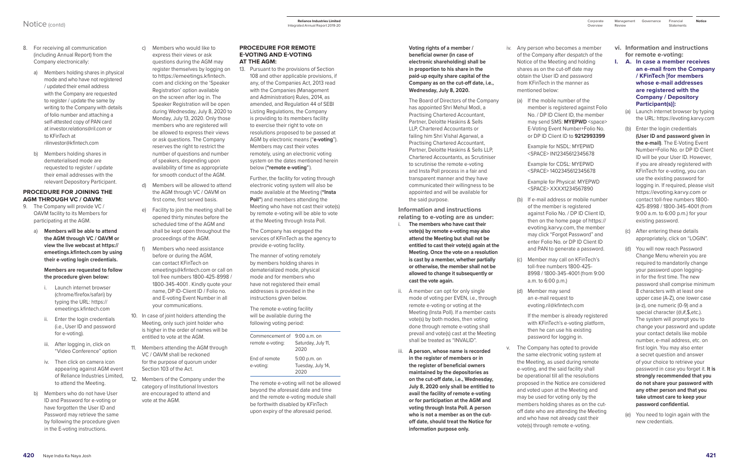8. For receiving all communication (including Annual Report) from the Company electronically:

   a) Members holding shares in physical mode and who have not registered / updated their email address with the Company are requested to register / update the same by writing to the Company with details of folio number and attaching a self-attested copy of PAN card at investor.relations@ril.com or to KFinTech at rilinvestor@kfintech.com

   b) Members holding shares in dematerialised mode are requested to register / update their email addresses with the relevant Depository Participant.

## PROCEDURE FOR JOINING THE AGM THROUGH VC / OAVM:

9. The Company will provide VC / OAVM facility to its Members for participating at the AGM.

   a) **Members will be able to attend the AGM through VC / OAVM or view the live webcast at https://emeetings.kfintech.com by using their e-voting login credentials.**

      **Members are requested to follow the procedure given below:**

      i. Launch internet browser (chrome/firefox/safari) by typing the URL: https://emeetings.kfintech.com

      ii. Enter the login credentials (i.e., User ID and password for e-voting).

      iii. After logging in, click on "Video Conference" option

      iv. Then click on camera icon appearing against AGM event of Reliance Industries Limited, to attend the Meeting.

   b) Members who do not have User ID and Password for e-voting or have forgotten the User ID and Password may retrieve the same by following the procedure given in the E-voting instructions.

   c) Members who would like to express their views or ask questions during the AGM may register themselves by logging on to https://emeetings.kfintech.com and clicking on the 'Speaker Registration' option available on the screen after log in. The Speaker Registration will be open during Wednesday, July 8, 2020 to Monday, July 13, 2020. Only those members who are registered will be allowed to express their views or ask questions. The Company reserves the right to restrict the number of questions and number of speakers, depending upon availability of time as appropriate for smooth conduct of the AGM.

   d) Members will be allowed to attend the AGM through VC / OAVM on first come, first served basis.

   e) Facility to join the meeting shall be opened thirty minutes before the scheduled time of the AGM and shall be kept open throughout the proceedings of the AGM.

   f) Members who need assistance before or during the AGM, can contact KFinTech on emeetings@kfintech.com or call on toll free numbers 1800-425-8998 / 1800-345-4001 . Kindly quote your name, DP ID-Client ID / Folio no. and E-voting Event Number in all your communications.

10. In case of joint holders attending the Meeting, only such joint holder who is higher in the order of names will be entitled to vote at the AGM.

11. Members attending the AGM through VC / OAVM shall be reckoned for the purpose of quorum under Section 103 of the Act.

12. Members of the Company under the category of Institutional Investors are encouraged to attend and vote at the AGM.

## PROCEDURE FOR REMOTE E-VOTING AND E-VOTING AT THE AGM:

13. Pursuant to the provisions of Section 108 and other applicable provisions, if any, of the Companies Act, 2013 read with the Companies (Management and Administration) Rules, 2014, as amended, and Regulation 44 of SEBI Listing Regulations, the Company is providing to its members facility to exercise their right to vote on resolutions proposed to be passed at AGM by electronic means ("**e-voting**"). Members may cast their votes remotely, using an electronic voting system on the dates mentioned herein below (**"remote e-voting"**).

    Further, the facility for voting through electronic voting system will also be made available at the Meeting (**"Insta Poll"**) and members attending the Meeting who have not cast their vote(s) by remote e-voting will be able to vote at the Meeting through Insta Poll.

    The Company has engaged the services of KFinTech as the agency to provide e-voting facility.

    The manner of voting remotely by members holding shares in dematerialized mode, physical mode and for members who have not registered their email addresses is provided in the instructions given below.

    The remote e-voting facility will be available during the following voting period:

| | |
|---|---|
| Commencement of remote e-voting: | 9:00 a.m. on Saturday, July 11, 2020 |
| End of remote e-voting: | 5:00 p.m. on Tuesday, July 14, 2020 |

    The remote e-voting will not be allowed beyond the aforesaid date and time and the remote e-voting module shall be forthwith disabled by KFinTech upon expiry of the aforesaid period.

    **Voting rights of a member / beneficial owner (in case of electronic shareholding) shall be in proportion to his share in the paid-up equity share capital of the Company as on the cut-off date, i.e., Wednesday, July 8, 2020.**

    The Board of Directors of the Company has appointed Shri Mehul Modi, a Practising Chartered Accountant, Partner, Deloitte Haskins & Sells LLP, Chartered Accountants or failing him Shri Vishal Agarwal, a Practising Chartered Accountant, Partner, Deloitte Haskins & Sells LLP, Chartered Accountants, as Scrutiniser to scrutinise the remote e-voting and Insta Poll process in a fair and transparent manner and they have communicated their willingness to be appointed and will be available for the said purpose.

### Information and instructions relating to e-voting are as under:

i. **The members who have cast their vote(s) by remote e-voting may also attend the Meeting but shall not be entitled to cast their vote(s) again at the Meeting. Once the vote on a resolution is cast by a member, whether partially or otherwise, the member shall not be allowed to change it subsequently or cast the vote again.**

ii. A member can opt for only single mode of voting per EVEN, i.e., through remote e-voting or voting at the Meeting (Insta Poll). If a member casts vote(s) by both modes, then voting done through remote e-voting shall prevail and vote(s) cast at the Meeting shall be treated as "INVALID".

iii. **A person, whose name is recorded in the register of members or in the register of beneficial owners maintained by the depositories as on the cut-off date, i.e., Wednesday, July 8, 2020 only shall be entitled to avail the facility of remote e-voting or for participation at the AGM and voting through Insta Poll. A person who is not a member as on the cut-off date, should treat the Notice for information purpose only.**

iv. Any person who becomes a member of the Company after despatch of the Notice of the Meeting and holding shares as on the cut-off date may obtain the User ID and password from KFinTech in the manner as mentioned below:

   (a) If the mobile number of the member is registered against Folio No. / DP ID Client ID, the member may send SMS: **MYEPWD** <space> E-Voting Event Number+Folio No. or DP ID Client ID to **9212993399**

   Example for NSDL: MYEPWD <SPACE> IN12345612345678

   Example for CDSL: MYEPWD <SPACE> 1402345612345678

   Example for Physical: MYEPWD <SPACE> XXXX1234567890

   (b) If e-mail address or mobile number of the member is registered against Folio No. / DP ID Client ID, then on the home page of https://evoting.karvy.com, the member may click "Forgot Password" and enter Folio No. or DP ID Client ID and PAN to generate a password.

   (c) Member may call on KFinTech's toll-free numbers 1800-425-8998 / 1800-345-4001 (from 9:00 a.m. to 6:00 p.m.)

   (d) Member may send an e-mail request to evoting.ril@kfintech.com

   If the member is already registered with KFinTech's e-voting platform, then he can use his existing password for logging in.

v. The Company has opted to provide the same electronic voting system at the Meeting, as used during remote e-voting, and the said facility shall be operational till all the resolutions proposed in the Notice are considered and voted upon at the Meeting and may be used for voting only by the members holding shares as on the cut-off date who are attending the Meeting and who have not already cast their vote(s) through remote e-voting.

### vi. Information and instructions for remote e-voting:

**I. A. In case a member receives an e-mail from the Company / KFinTech [for members whose e-mail addresses are registered with the Company / Depository Participant(s)]:**

   (a) Launch internet browser by typing the URL: https://evoting.karvy.com

   (b) Enter the login credentials **(User ID and password given in the e-mail)**. The E-Voting Event Number+Folio No. or DP ID Client ID will be your User ID. However, if you are already registered with KFinTech for e-voting, you can use the existing password for logging in. If required, please visit https://evoting.karvy.com or contact toll-free numbers 1800-425-8998 / 1800-345-4001 (from 9:00 a.m. to 6:00 p.m.) for your existing password.

   (c) After entering these details appropriately, click on "LOGIN".

   (d) You will now reach Password Change Menu wherein you are required to mandatorily change your password upon logging-in for the first time. The new password shall comprise minimum 8 characters with at least one upper case (A-Z), one lower case (a-z), one numeric (0-9) and a special character (@,#,$,etc.). The system will prompt you to change your password and update your contact details like mobile number, e-mail address, etc. on first login. You may also enter a secret question and answer of your choice to retrieve your password in case you forget it. **It is strongly recommended that you do not share your password with any other person and that you take utmost care to keep your password confidential.**

   (e) You need to login again with the new credentials.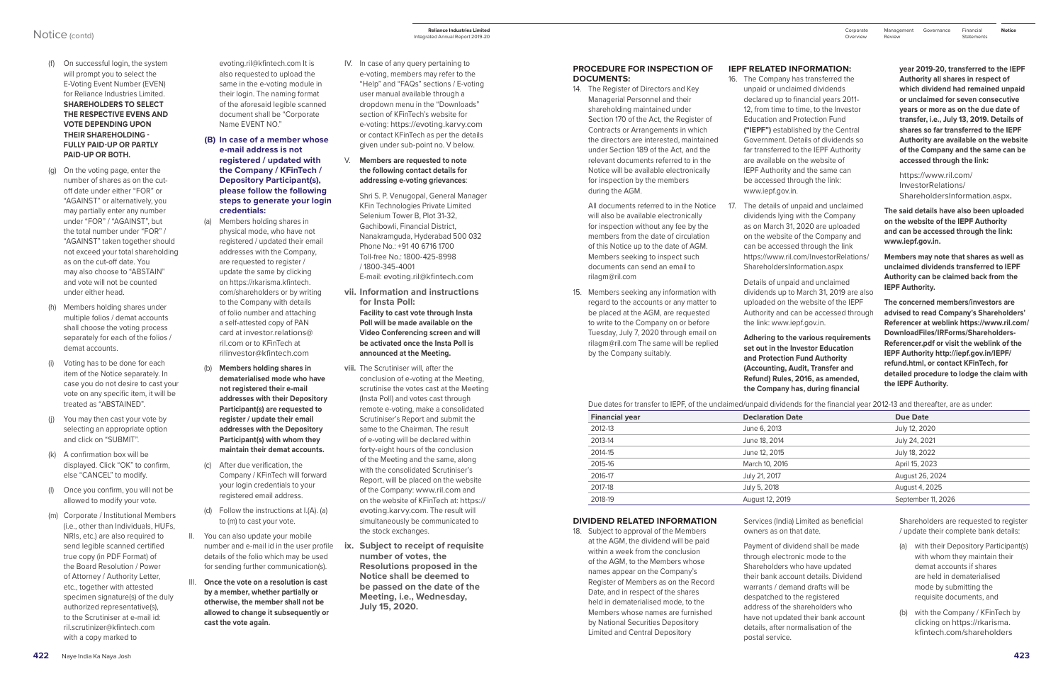(f) On successful login, the system will prompt you to select the E-Voting Event Number (EVEN) for Reliance Industries Limited. **SHAREHOLDERS TO SELECT THE RESPECTIVE EVENS AND VOTE DEPENDING UPON THEIR SHAREHOLDING - FULLY PAID-UP OR PARTLY PAID-UP OR BOTH.**

(g) On the voting page, enter the number of shares as on the cut-off date under either "FOR" or "AGAINST" or alternatively, you may partially enter any number under "FOR" / "AGAINST", but the total number under "FOR" / "AGAINST" taken together should not exceed your total shareholding as on the cut-off date. You may also choose to "ABSTAIN" and vote will not be counted under either head.

(h) Members holding shares under multiple folios / demat accounts shall choose the voting process separately for each of the folios / demat accounts.

(i) Voting has to be done for each item of the Notice separately. In case you do not desire to cast your vote on any specific item, it will be treated as "ABSTAINED".

(j) You may then cast your vote by selecting an appropriate option and click on "SUBMIT".

(k) A confirmation box will be displayed. Click "OK" to confirm, else "CANCEL" to modify.

(l) Once you confirm, you will not be allowed to modify your vote.

(m) Corporate / Institutional Members (i.e., other than Individuals, HUFs, NRIs, etc.) are also required to send legible scanned certified true copy (in PDF Format) of the Board Resolution / Power of Attorney / Authority Letter, etc., together with attested specimen signature(s) of the duly authorized representative(s), to the Scrutiniser at e-mail id: ril.scrutinizer@kfintech.com with a copy marked to evoting.ril@kfintech.com It is also requested to upload the same in the e-voting module in their login. The naming format of the aforesaid legible scanned document shall be "Corporate Name EVENT NO."

**(B) In case of a member whose e-mail address is not registered / updated with the Company / KFinTech / Depository Participant(s), please follow the following steps to generate your login credentials:**

(a) Members holding shares in physical mode, who have not registered / updated their email addresses with the Company, are requested to register / update the same by clicking on https://rkarisma.kfintech.com/shareholders or by writing to the Company with details of folio number and attaching a self-attested copy of PAN card at investor.relations@ril.com or to KFinTech at rilinvestor@kfintech.com

(b) **Members holding shares in dematerialised mode who have not registered their e-mail addresses with their Depository Participant(s) are requested to register / update their email addresses with the Depository Participant(s) with whom they maintain their demat accounts.**

(c) After due verification, the Company / KFinTech will forward your login credentials to your registered email address.

(d) Follow the instructions at I.(A). (a) to (m) to cast your vote.

II. You can also update your mobile number and e-mail id in the user profile details of the folio which may be used for sending further communication(s).

III. **Once the vote on a resolution is cast by a member, whether partially or otherwise, the member shall not be allowed to change it subsequently or cast the vote again.**

IV. In case of any query pertaining to e-voting, members may refer to the "Help" and "FAQs" sections / E-voting user manual available through a dropdown menu in the "Downloads" section of KFinTech's website for e-voting: https://evoting.karvy.com or contact KFinTech as per the details given under sub-point no. V below.

V. **Members are requested to note the following contact details for addressing e-voting grievances**:

Shri S. P. Venugopal, General Manager
KFin Technologies Private Limited
Selenium Tower B, Plot 31-32,
Gachibowli, Financial District,
Nanakramguda, Hyderabad 500 032
Phone No.: +91 40 6716 1700
Toll-free No.: 1800-425-8998 / 1800-345-4001
E-mail: evoting.ril@kfintech.com

**vii. Information and instructions for Insta Poll:**

**Facility to cast vote through Insta Poll will be made available on the Video Conferencing screen and will be activated once the Insta Poll is announced at the Meeting.**

**viii.** The Scrutiniser will, after the conclusion of e-voting at the Meeting, scrutinise the votes cast at the Meeting (Insta Poll) and votes cast through remote e-voting, make a consolidated Scrutiniser's Report and submit the same to the Chairman. The result of e-voting will be declared within forty-eight hours of the conclusion of the Meeting and the same, along with the consolidated Scrutiniser's Report, will be placed on the website of the Company: www.ril.com and on the website of KFinTech at: https://evoting.karvy.com. The result will simultaneously be communicated to the stock exchanges.

**ix. Subject to receipt of requisite number of votes, the Resolutions proposed in the Notice shall be deemed to be passed on the date of the Meeting, i.e., Wednesday, July 15, 2020.**

## PROCEDURE FOR INSPECTION OF DOCUMENTS:

14. The Register of Directors and Key Managerial Personnel and their shareholding maintained under Section 170 of the Act, the Register of Contracts or Arrangements in which the directors are interested, maintained under Section 189 of the Act, and the relevant documents referred to in the Notice will be available electronically for inspection by the members during the AGM.

All documents referred to in the Notice will also be available electronically for inspection without any fee by the members from the date of circulation of this Notice up to the date of AGM. Members seeking to inspect such documents can send an email to rilagm@ril.com

15. Members seeking any information with regard to the accounts or any matter to be placed at the AGM, are requested to write to the Company on or before Tuesday, July 7, 2020 through email on rilagm@ril.com The same will be replied by the Company suitably.

## IEPF RELATED INFORMATION:

16. The Company has transferred the unpaid or unclaimed dividends declared up to financial years 2011-12, from time to time, to the Investor Education and Protection Fund **("IEPF")** established by the Central Government. Details of dividends so far transferred to the IEPF Authority are available on the website of IEPF Authority and the same can be accessed through the link: www.iepf.gov.in.

17. The details of unpaid and unclaimed dividends lying with the Company as on March 31, 2020 are uploaded on the website of the Company and can be accessed through the link https://www.ril.com/InvestorRelations/ShareholdersInformation.aspx

Details of unpaid and unclaimed dividends up to March 31, 2019 are also uploaded on the website of the IEPF Authority and can be accessed through the link: www.iepf.gov.in.

**Adhering to the various requirements set out in the Investor Education and Protection Fund Authority (Accounting, Audit, Transfer and Refund) Rules, 2016, as amended, the Company has, during financial year 2019-20, transferred to the IEPF Authority all shares in respect of which dividend had remained unpaid or unclaimed for seven consecutive years or more as on the due date of transfer, i.e., July 13, 2019. Details of shares so far transferred to the IEPF Authority are available on the website of the Company and the same can be accessed through the link:**

https://www.ril.com/InvestorRelations/ShareholdersInformation.aspx.

**The said details have also been uploaded on the website of the IEPF Authority and can be accessed through the link: www.iepf.gov.in.**

**Members may note that shares as well as unclaimed dividends transferred to IEPF Authority can be claimed back from the IEPF Authority.**

**The concerned members/investors are advised to read Company's Shareholders' Referencer at weblink https://www.ril.com/DownloadFiles/IRForms/Shareholders-Referencer.pdf or visit the weblink of the IEPF Authority http://iepf.gov.in/IEPF/refund.html, or contact KFinTech, for detailed procedure to lodge the claim with the IEPF Authority.**

Due dates for transfer to IEPF, of the unclaimed/unpaid dividends for the financial year 2012-13 and thereafter, are as under:

| Financial year | Declaration Date | Due Date |
|---|---|---|
| 2012-13 | June 6, 2013 | July 12, 2020 |
| 2013-14 | June 18, 2014 | July 24, 2021 |
| 2014-15 | June 12, 2015 | July 18, 2022 |
| 2015-16 | March 10, 2016 | April 15, 2023 |
| 2016-17 | July 21, 2017 | August 26, 2024 |
| 2017-18 | July 5, 2018 | August 4, 2025 |
| 2018-19 | August 12, 2019 | September 11, 2026 |

## DIVIDEND RELATED INFORMATION

18. Subject to approval of the Members at the AGM, the dividend will be paid within a week from the conclusion of the AGM, to the Members whose names appear on the Company's Register of Members as on the Record Date, and in respect of the shares held in dematerialised mode, to the Members whose names are furnished by National Securities Depository Limited and Central Depository Services (India) Limited as beneficial owners as on that date.

Payment of dividend shall be made through electronic mode to the Shareholders who have updated their bank account details. Dividend warrants / demand drafts will be despatched to the registered address of the shareholders who have not updated their bank account details, after normalisation of the postal service.

Shareholders are requested to register / update their complete bank details:

(a) with their Depository Participant(s) with whom they maintain their demat accounts if shares are held in dematerialised mode by submitting the requisite documents, and

(b) with the Company / KFinTech by clicking on https://rkarisma.kfintech.com/shareholders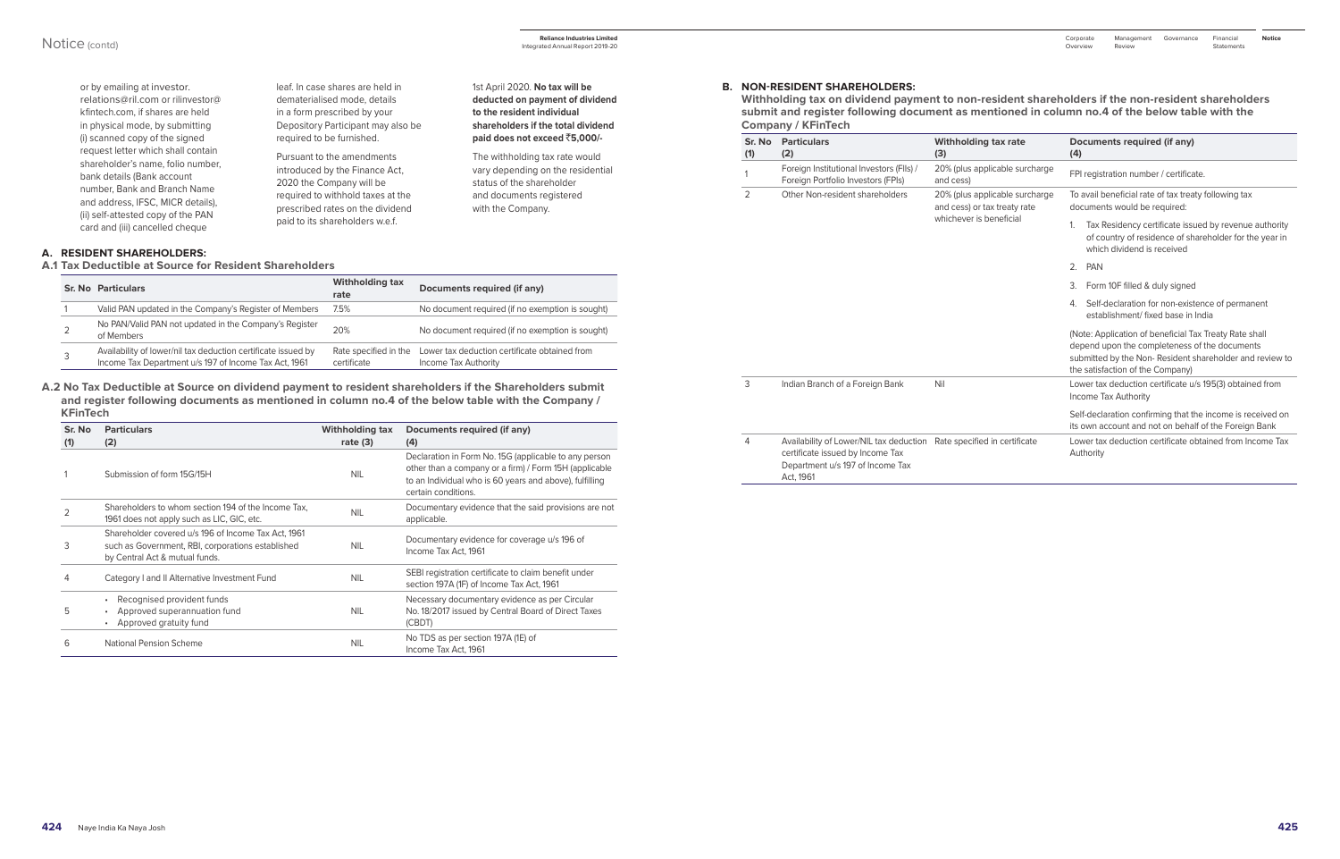or by emailing at investor.relations@ril.com or rilinvestor@kfintech.com, if shares are held in physical mode, by submitting (i) scanned copy of the signed request letter which shall contain shareholder's name, folio number, bank details (Bank account number, Bank and Branch Name and address, IFSC, MICR details), (ii) self-attested copy of the PAN card and (iii) cancelled cheque leaf. In case shares are held in dematerialised mode, details in a form prescribed by your Depository Participant may also be required to be furnished.

Pursuant to the amendments introduced by the Finance Act, 2020 the Company will be required to withhold taxes at the prescribed rates on the dividend paid to its shareholders w.e.f. 1st April 2020. **No tax will be deducted on payment of dividend to the resident individual shareholders if the total dividend paid does not exceed ₹5,000/-**

The withholding tax rate would vary depending on the residential status of the shareholder and documents registered with the Company.

## A. RESIDENT SHAREHOLDERS:

### A.1 Tax Deductible at Source for Resident Shareholders

| Sr. No | Particulars | Withholding tax rate | Documents required (if any) |
|---|---|---|---|
| 1 | Valid PAN updated in the Company's Register of Members | 7.5% | No document required (if no exemption is sought) |
| 2 | No PAN/Valid PAN not updated in the Company's Register of Members | 20% | No document required (if no exemption is sought) |
| 3 | Availability of lower/nil tax deduction certificate issued by Income Tax Department u/s 197 of Income Tax Act, 1961 | Rate specified in the certificate | Lower tax deduction certificate obtained from Income Tax Authority |

### A.2 No Tax Deductible at Source on dividend payment to resident shareholders if the Shareholders submit and register following documents as mentioned in column no.4 of the below table with the Company / KFinTech

| Sr. No (1) | Particulars (2) | Withholding tax rate (3) | Documents required (if any) (4) |
|---|---|---|---|
| 1 | Submission of form 15G/15H | NIL | Declaration in Form No. 15G (applicable to any person other than a company or a firm) / Form 15H (applicable to an Individual who is 60 years and above), fulfilling certain conditions. |
| 2 | Shareholders to whom section 194 of the Income Tax, 1961 does not apply such as LIC, GIC, etc. | NIL | Documentary evidence that the said provisions are not applicable. |
| 3 | Shareholder covered u/s 196 of Income Tax Act, 1961 such as Government, RBI, corporations established by Central Act & mutual funds. | NIL | Documentary evidence for coverage u/s 196 of Income Tax Act, 1961 |
| 4 | Category I and II Alternative Investment Fund | NIL | SEBI registration certificate to claim benefit under section 197A (1F) of Income Tax Act, 1961 |
| 5 | • Recognised provident funds<br>• Approved superannuation fund<br>• Approved gratuity fund | NIL | Necessary documentary evidence as per Circular No. 18/2017 issued by Central Board of Direct Taxes (CBDT) |
| 6 | National Pension Scheme | NIL | No TDS as per section 197A (1E) of Income Tax Act, 1961 |

## B. NON-RESIDENT SHAREHOLDERS:

**Withholding tax on dividend payment to non-resident shareholders if the non-resident shareholders submit and register following document as mentioned in column no.4 of the below table with the Company / KFinTech**

| Sr. No (1) | Particulars (2) | Withholding tax rate (3) | Documents required (if any) (4) |
|---|---|---|---|
| 1 | Foreign Institutional Investors (FIIs) / Foreign Portfolio Investors (FPIs) | 20% (plus applicable surcharge and cess) | FPI registration number / certificate. |
| 2 | Other Non-resident shareholders | 20% (plus applicable surcharge and cess) or tax treaty rate whichever is beneficial | To avail beneficial rate of tax treaty following tax documents would be required:<br>1. Tax Residency certificate issued by revenue authority of country of residence of shareholder for the year in which dividend is received<br>2. PAN<br>3. Form 10F filled & duly signed<br>4. Self-declaration for non-existence of permanent establishment/ fixed base in India<br>(Note: Application of beneficial Tax Treaty Rate shall depend upon the completeness of the documents submitted by the Non- Resident shareholder and review to the satisfaction of the Company) |
| 3 | Indian Branch of a Foreign Bank | Nil | Lower tax deduction certificate u/s 195(3) obtained from Income Tax Authority<br>Self-declaration confirming that the income is received on its own account and not on behalf of the Foreign Bank |
| 4 | Availability of Lower/NIL tax deduction certificate issued by Income Tax Department u/s 197 of Income Tax Act, 1961 | Rate specified in certificate | Lower tax deduction certificate obtained from Income Tax Authority |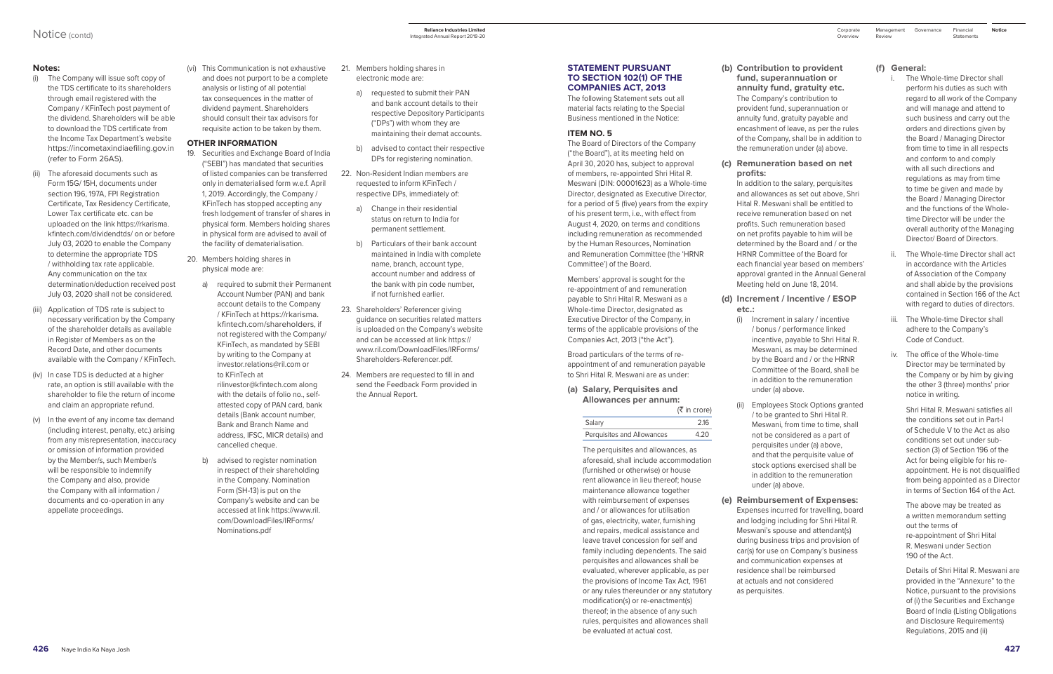Notice (contd)

**Notes:**

(i) The Company will issue soft copy of the TDS certificate to its shareholders through email registered with the Company / KFinTech post payment of the dividend. Shareholders will be able to download the TDS certificate from the Income Tax Department's website https://incometaxindiaefiling.gov.in (refer to Form 26AS).

(ii) The aforesaid documents such as Form 15G/ 15H, documents under section 196, 197A, FPI Registration Certificate, Tax Residency Certificate, Lower Tax certificate etc. can be uploaded on the link https://rkarisma.kfintech.com/dividendtds/ on or before July 03, 2020 to enable the Company to determine the appropriate TDS / withholding tax rate applicable. Any communication on the tax determination/deduction received post July 03, 2020 shall not be considered.

(iii) Application of TDS rate is subject to necessary verification by the Company of the shareholder details as available in Register of Members as on the Record Date, and other documents available with the Company / KFinTech.

(iv) In case TDS is deducted at a higher rate, an option is still available with the shareholder to file the return of income and claim an appropriate refund.

(v) In the event of any income tax demand (including interest, penalty, etc.) arising from any misrepresentation, inaccuracy or omission of information provided by the Member/s, such Member/s will be responsible to indemnify the Company and also, provide the Company with all information / documents and co-operation in any appellate proceedings.

(vi) This Communication is not exhaustive and does not purport to be a complete analysis or listing of all potential tax consequences in the matter of dividend payment. Shareholders should consult their tax advisors for requisite action to be taken by them.

**OTHER INFORMATION**

19. Securities and Exchange Board of India ("SEBI") has mandated that securities of listed companies can be transferred only in dematerialised form w.e.f. April 1, 2019. Accordingly, the Company / KFinTech has stopped accepting any fresh lodgement of transfer of shares in physical form. Members holding shares in physical form are advised to avail of the facility of dematerialisation.

20. Members holding shares in physical mode are:

    a) required to submit their Permanent Account Number (PAN) and bank account details to the Company / KFinTech at https://rkarisma.kfintech.com/shareholders, if not registered with the Company/ KFinTech, as mandated by SEBI by writing to the Company at investor.relations@ril.com or to KFinTech at rilinvestor@kfintech.com along with the details of folio no., self-attested copy of PAN card, bank details (Bank account number, Bank and Branch Name and address, IFSC, MICR details) and cancelled cheque.

    b) advised to register nomination in respect of their shareholding in the Company. Nomination Form (SH-13) is put on the Company's website and can be accessed at link https://www.ril.com/DownloadFiles/IRForms/Nominations.pdf

21. Members holding shares in electronic mode are:

    a) requested to submit their PAN and bank account details to their respective Depository Participants ("DPs") with whom they are maintaining their demat accounts.

    b) advised to contact their respective DPs for registering nomination.

22. Non-Resident Indian members are requested to inform KFinTech / respective DPs, immediately of:

    a) Change in their residential status on return to India for permanent settlement.

    b) Particulars of their bank account maintained in India with complete name, branch, account type, account number and address of the bank with pin code number, if not furnished earlier.

23. Shareholders' Referencer giving guidance on securities related matters is uploaded on the Company's website and can be accessed at link https://www.ril.com/DownloadFiles/IRForms/Shareholders-Referencer.pdf.

24. Members are requested to fill in and send the Feedback Form provided in the Annual Report.

## STATEMENT PURSUANT TO SECTION 102(1) OF THE COMPANIES ACT, 2013

The following Statement sets out all material facts relating to the Special Business mentioned in the Notice:

### ITEM NO. 5

The Board of Directors of the Company ("the Board"), at its meeting held on April 30, 2020 has, subject to approval of members, re-appointed Shri Hital R. Meswani (DIN: 00001623) as a Whole-time Director, designated as Executive Director, for a period of 5 (five) years from the expiry of his present term, i.e., with effect from August 4, 2020, on terms and conditions including remuneration as recommended by the Human Resources, Nomination and Remuneration Committee (the 'HRNR Committee') of the Board.

Members' approval is sought for the re-appointment of and remuneration payable to Shri Hital R. Meswani as a Whole-time Director, designated as Executive Director of the Company, in terms of the applicable provisions of the Companies Act, 2013 ("the Act").

Broad particulars of the terms of re-appointment of and remuneration payable to Shri Hital R. Meswani are as under:

**(a) Salary, Perquisites and Allowances per annum:**

| | (₹ in crore) |
|---|---|
| Salary | 2.16 |
| Perquisites and Allowances | 4.20 |

The perquisites and allowances, as aforesaid, shall include accommodation (furnished or otherwise) or house rent allowance in lieu thereof; house maintenance allowance together with reimbursement of expenses and / or allowances for utilisation of gas, electricity, water, furnishing and repairs, medical assistance and leave travel concession for self and family including dependents. The said perquisites and allowances shall be evaluated, wherever applicable, as per the provisions of Income Tax Act, 1961 or any rules thereunder or any statutory modification(s) or re-enactment(s) thereof; in the absence of any such rules, perquisites and allowances shall be evaluated at actual cost.

**(b) Contribution to provident fund, superannuation or annuity fund, gratuity etc.**

The Company's contribution to provident fund, superannuation or annuity fund, gratuity payable and encashment of leave, as per the rules of the Company, shall be in addition to the remuneration under (a) above.

**(c) Remuneration based on net profits:**

In addition to the salary, perquisites and allowances as set out above, Shri Hital R. Meswani shall be entitled to receive remuneration based on net profits. Such remuneration based on net profits payable to him will be determined by the Board and / or the HRNR Committee of the Board for each financial year based on members' approval granted in the Annual General Meeting held on June 18, 2014.

**(d) Increment / Incentive / ESOP etc.:**

(i) Increment in salary / incentive / bonus / performance linked incentive, payable to Shri Hital R. Meswani, as may be determined by the Board and / or the HRNR Committee of the Board, shall be in addition to the remuneration under (a) above.

(ii) Employees Stock Options granted / to be granted to Shri Hital R. Meswani, from time to time, shall not be considered as a part of perquisites under (a) above, and that the perquisite value of stock options exercised shall be in addition to the remuneration under (a) above.

**(e) Reimbursement of Expenses:**

Expenses incurred for travelling, board and lodging including for Shri Hital R. Meswani's spouse and attendant(s) during business trips and provision of car(s) for use on Company's business and communication expenses at residence shall be reimbursed at actuals and not considered as perquisites.

**(f) General:**

i. The Whole-time Director shall perform his duties as such with regard to all work of the Company and will manage and attend to such business and carry out the orders and directions given by the Board / Managing Director from time to time in all respects and conform to and comply with all such directions and regulations as may from time to time be given and made by the Board / Managing Director and the functions of the Whole-time Director will be under the overall authority of the Managing Director/ Board of Directors.

ii. The Whole-time Director shall act in accordance with the Articles of Association of the Company and shall abide by the provisions contained in Section 166 of the Act with regard to duties of directors.

iii. The Whole-time Director shall adhere to the Company's Code of Conduct.

iv. The office of the Whole-time Director may be terminated by the Company or by him by giving the other 3 (three) months' prior notice in writing.

Shri Hital R. Meswani satisfies all the conditions set out in Part-I of Schedule V to the Act as also conditions set out under sub-section (3) of Section 196 of the Act for being eligible for his re-appointment. He is not disqualified from being appointed as a Director in terms of Section 164 of the Act.

The above may be treated as a written memorandum setting out the terms of re-appointment of Shri Hital R. Meswani under Section 190 of the Act.

Details of Shri Hital R. Meswani are provided in the "Annexure" to the Notice, pursuant to the provisions of (i) the Securities and Exchange Board of India (Listing Obligations and Disclosure Requirements) Regulations, 2015 and (ii)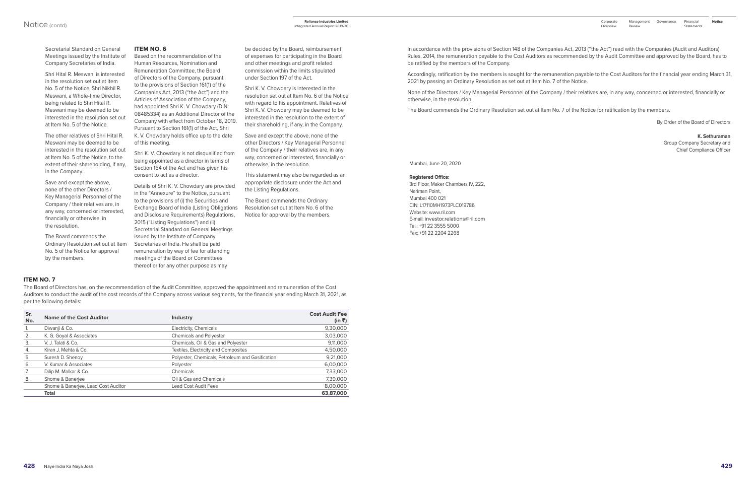Secretarial Standard on General Meetings issued by the Institute of Company Secretaries of India.

Shri Hital R. Meswani is interested in the resolution set out at Item No. 5 of the Notice. Shri Nikhil R. Meswani, a Whole-time Director, being related to Shri Hital R. Meswani may be deemed to be interested in the resolution set out at Item No. 5 of the Notice.

The other relatives of Shri Hital R. Meswani may be deemed to be interested in the resolution set out at Item No. 5 of the Notice, to the extent of their shareholding, if any, in the Company.

Save and except the above, none of the other Directors / Key Managerial Personnel of the Company / their relatives are, in any way, concerned or interested, financially or otherwise, in the resolution.

The Board commends the Ordinary Resolution set out at Item No. 5 of the Notice for approval by the members.

## ITEM NO. 6

Based on the recommendation of the Human Resources, Nomination and Remuneration Committee, the Board of Directors of the Company, pursuant to the provisions of Section 161(1) of the Companies Act, 2013 ("the Act") and the Articles of Association of the Company, had appointed Shri K. V. Chowdary (DIN: 08485334) as an Additional Director of the Company with effect from October 18, 2019. Pursuant to Section 161(1) of the Act, Shri K. V. Chowdary holds office up to the date of this meeting.

Shri K. V. Chowdary is not disqualified from being appointed as a director in terms of Section 164 of the Act and has given his consent to act as a director.

Details of Shri K. V. Chowdary are provided in the "Annexure" to the Notice, pursuant to the provisions of (i) the Securities and Exchange Board of India (Listing Obligations and Disclosure Requirements) Regulations, 2015 ("Listing Regulations") and (ii) Secretarial Standard on General Meetings issued by the Institute of Company Secretaries of India. He shall be paid remuneration by way of fee for attending meetings of the Board or Committees thereof or for any other purpose as may be decided by the Board, reimbursement of expenses for participating in the Board and other meetings and profit related commission within the limits stipulated under Section 197 of the Act.

Shri K. V. Chowdary is interested in the resolution set out at Item No. 6 of the Notice with regard to his appointment. Relatives of Shri K. V. Chowdary may be deemed to be interested in the resolution to the extent of their shareholding, if any, in the Company.

Save and except the above, none of the other Directors / Key Managerial Personnel of the Company / their relatives are, in any way, concerned or interested, financially or otherwise, in the resolution.

This statement may also be regarded as an appropriate disclosure under the Act and the Listing Regulations.

The Board commends the Ordinary Resolution set out at Item No. 6 of the Notice for approval by the members.

## ITEM NO. 7

The Board of Directors has, on the recommendation of the Audit Committee, approved the appointment and remuneration of the Cost Auditors to conduct the audit of the cost records of the Company across various segments, for the financial year ending March 31, 2021, as per the following details:

| Sr. No. | Name of the Cost Auditor | Industry | Cost Audit Fee (in ₹) |
|---|---|---|---|
| 1. | Diwanji & Co. | Electricity, Chemicals | 9,30,000 |
| 2. | K. G. Goyal & Associates | Chemicals and Polyester | 3,03,000 |
| 3. | V. J. Talati & Co. | Chemicals, Oil & Gas and Polyester | 9,11,000 |
| 4. | Kiran J. Mehta & Co. | Textiles, Electricity and Composites | 4,50,000 |
| 5. | Suresh D. Shenoy | Polyester, Chemicals, Petroleum and Gasification | 9,21,000 |
| 6. | V. Kumar & Associates | Polyester | 6,00,000 |
| 7. | Dilip M. Malkar & Co. | Chemicals | 7,33,000 |
| 8. | Shome & Banerjee | Oil & Gas and Chemicals | 7,39,000 |
| | Shome & Banerjee, Lead Cost Auditor | Lead Cost Audit Fees | 8,00,000 |
| | **Total** | | **63,87,000** |

In accordance with the provisions of Section 148 of the Companies Act, 2013 ("the Act") read with the Companies (Audit and Auditors) Rules, 2014, the remuneration payable to the Cost Auditors as recommended by the Audit Committee and approved by the Board, has to be ratified by the members of the Company.

Accordingly, ratification by the members is sought for the remuneration payable to the Cost Auditors for the financial year ending March 31, 2021 by passing an Ordinary Resolution as set out at Item No. 7 of the Notice.

None of the Directors / Key Managerial Personnel of the Company / their relatives are, in any way, concerned or interested, financially or otherwise, in the resolution.

The Board commends the Ordinary Resolution set out at Item No. 7 of the Notice for ratification by the members.

By Order of the Board of Directors

**K. Sethuraman**
Group Company Secretary and
Chief Compliance Officer

Mumbai, June 20, 2020

**Registered Office:**
3rd Floor, Maker Chambers IV, 222,
Nariman Point,
Mumbai 400 021
CIN: L17110MH1973PLC019786
Website: www.ril.com
E-mail: investor.relations@ril.com
Tel.: +91 22 3555 5000
Fax: +91 22 2204 2268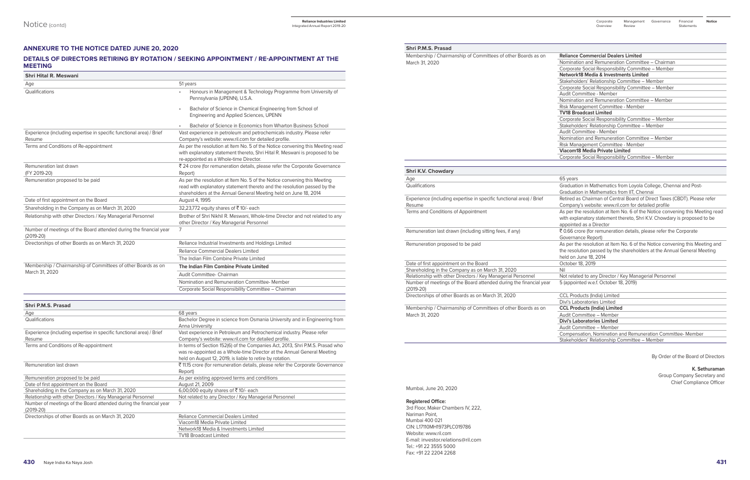# Notice (contd)

## ANNEXURE TO THE NOTICE DATED JUNE 20, 2020

## DETAILS OF DIRECTORS RETIRING BY ROTATION / SEEKING APPOINTMENT / RE-APPOINTMENT AT THE MEETING

| Shri Hital R. Meswani | |
|---|---|
| Age | 51 years |
| Qualifications | • Honours in Management & Technology Programme from University of Pennsylvania (UPENN), U.S.A.<br>• Bachelor of Science in Chemical Engineering from School of Engineering and Applied Sciences, UPENN<br>• Bachelor of Science in Economics from Wharton Business School |
| Experience (including expertise in specific functional area) / Brief Resume | Vast experience in petroleum and petrochemicals industry. Please refer Company's website: www.ril.com for detailed profile. |
| Terms and Conditions of Re-appointment | As per the resolution at Item No. 5 of the Notice convening this Meeting read with explanatory statement thereto, Shri Hital R. Meswani is proposed to be re-appointed as a Whole-time Director. |
| Remuneration last drawn (FY 2019-20) | ₹ 24 crore (for remuneration details, please refer the Corporate Governance Report) |
| Remuneration proposed to be paid | As per the resolution at Item No. 5 of the Notice convening this Meeting read with explanatory statement thereto and the resolution passed by the shareholders at the Annual General Meeting held on June 18, 2014 |
| Date of first appointment on the Board | August 4, 1995 |
| Shareholding in the Company as on March 31, 2020 | 32,23,772 equity shares of ₹ 10/- each |
| Relationship with other Directors / Key Managerial Personnel | Brother of Shri Nikhil R. Meswani, Whole-time Director and not related to any other Director / Key Managerial Personnel |
| Number of meetings of the Board attended during the financial year (2019-20) | 7 |
| Directorships of other Boards as on March 31, 2020 | Reliance Industrial Investments and Holdings Limited<br>Reliance Commercial Dealers Limited<br>The Indian Film Combine Private Limited |
| Membership / Chairmanship of Committees of other Boards as on March 31, 2020 | **The Indian Film Combine Private Limited**<br>Audit Committee- Chairman<br>Nomination and Remuneration Committee- Member<br>Corporate Social Responsibility Committee – Chairman |

| Shri P.M.S. Prasad | |
|---|---|
| Age | 68 years |
| Qualifications | Bachelor Degree in science from Osmania University and in Engineering from Anna University |
| Experience (including expertise in specific functional area) / Brief Resume | Vast experience in Petroleum and Petrochemical industry. Please refer Company's website: www.ril.com for detailed profile. |
| Terms and Conditions of Re-appointment | In terms of Section 152(6) of the Companies Act, 2013, Shri P.M.S. Prasad who was re-appointed as a Whole-time Director at the Annual General Meeting held on August 12, 2019, is liable to retire by rotation. |
| Remuneration last drawn | ₹ 11.15 crore (for remuneration details, please refer the Corporate Governance Report) |
| Remuneration proposed to be paid | As per existing approved terms and conditions |
| Date of first appointment on the Board | August 21, 2009 |
| Shareholding in the Company as on March 31, 2020 | 6,00,000 equity shares of ₹ 10/- each |
| Relationship with other Directors / Key Managerial Personnel | Not related to any Director / Key Managerial Personnel |
| Number of meetings of the Board attended during the financial year (2019-20) | 7 |
| Directorships of other Boards as on March 31, 2020 | Reliance Commercial Dealers Limited<br>Viacom18 Media Private Limited<br>Network18 Media & Investments Limited<br>TV18 Broadcast Limited |
| Membership / Chairmanship of Committees of other Boards as on March 31, 2020 | **Reliance Commercial Dealers Limited**<br>Nomination and Remuneration Committee – Chairman<br>Corporate Social Responsibility Committee – Member<br>**Network18 Media & Investments Limited**<br>Stakeholders' Relationship Committee – Member<br>Corporate Social Responsibility Committee – Member<br>Audit Committee - Member<br>Nomination and Remuneration Committee – Member<br>Risk Management Committee - Member<br>**TV18 Broadcast Limited**<br>Corporate Social Responsibility Committee – Member<br>Stakeholders' Relationship Committee – Member<br>Audit Committee - Member<br>Nomination and Remuneration Committee – Member<br>Risk Management Committee - Member<br>**Viacom18 Media Private Limited**<br>Corporate Social Responsibility Committee – Member |

| Shri K.V. Chowdary | |
|---|---|
| Age | 65 years |
| Qualifications | Graduation in Mathematics from Loyola College, Chennai and Post-Graduation in Mathematics from IIT, Chennai |
| Experience (including expertise in specific functional area) / Brief Resume | Retired as Chairman of Central Board of Direct Taxes (CBDT). Please refer Company's website: www.ril.com for detailed profile |
| Terms and Conditions of Appointment | As per the resolution at Item No. 6 of the Notice convening this Meeting read with explanatory statement thereto, Shri K.V. Chowdary is proposed to be appointed as a Director |
| Remuneration last drawn (including sitting fees, if any) | ₹ 0.66 crore (for remuneration details, please refer the Corporate Governance Report) |
| Remuneration proposed to be paid | As per the resolution at Item No. 6 of the Notice convening this Meeting and the resolution passed by the shareholders at the Annual General Meeting held on June 18, 2014 |
| Date of first appointment on the Board | October 18, 2019 |
| Shareholding in the Company as on March 31, 2020 | Nil |
| Relationship with other Directors / Key Managerial Personnel | Not related to any Director / Key Managerial Personnel |
| Number of meetings of the Board attended during the financial year (2019-20) | 5 (appointed w.e.f. October 18, 2019) |
| Directorships of other Boards as on March 31, 2020 | CCL Products (India) Limited<br>Divi's Laboratories Limited |
| Membership / Chairmanship of Committees of other Boards as on March 31, 2020 | **CCL Products (India) Limited**<br>Audit Committee – Member<br>**Divi's Laboratories Limited**<br>Audit Committee – Member<br>Compensation, Nomination and Remuneration Committee- Member<br>Stakeholders' Relationship Committee – Member |

By Order of the Board of Directors

**K. Sethuraman**
Group Company Secretary and
Chief Compliance Officer

Mumbai, June 20, 2020

**Registered Office:**
3rd Floor, Maker Chambers IV, 222,
Nariman Point,
Mumbai 400 021
CIN: L17110MH1973PLC019786
Website: www.ril.com
E-mail: investor.relations@ril.com
Tel.: +91 22 3555 5000
Fax: +91 22 2204 2268